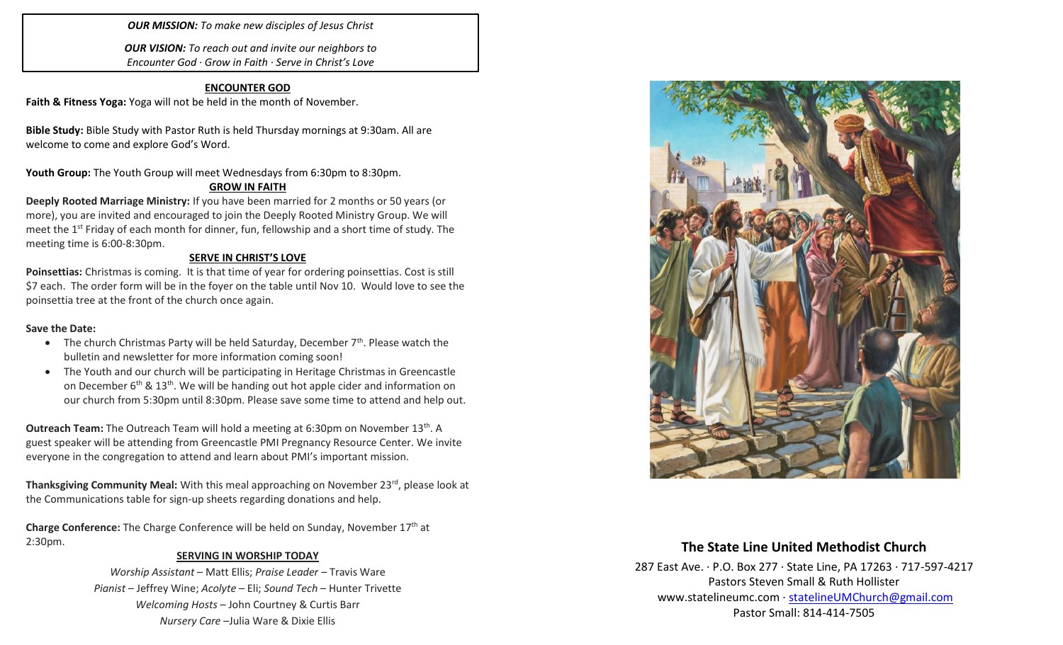***OUR MISSION:*** *To make new disciples of Jesus Christ*

***OUR VISION:*** *To reach out and invite our neighbors to Encounter God · Grow in Faith · Serve in Christ's Love*

## ENCOUNTER GOD

**Faith & Fitness Yoga:** Yoga will not be held in the month of November.

**Bible Study:** Bible Study with Pastor Ruth is held Thursday mornings at 9:30am. All are welcome to come and explore God's Word.

**Youth Group:** The Youth Group will meet Wednesdays from 6:30pm to 8:30pm.

## GROW IN FAITH

**Deeply Rooted Marriage Ministry:** If you have been married for 2 months or 50 years (or more), you are invited and encouraged to join the Deeply Rooted Ministry Group. We will meet the 1st Friday of each month for dinner, fun, fellowship and a short time of study. The meeting time is 6:00-8:30pm.

## SERVE IN CHRIST'S LOVE

**Poinsettias:** Christmas is coming. It is that time of year for ordering poinsettias. Cost is still $7 each. The order form will be in the foyer on the table until Nov 10. Would love to see the poinsettia tree at the front of the church once again.

**Save the Date:**

- The church Christmas Party will be held Saturday, December 7th. Please watch the bulletin and newsletter for more information coming soon!
- The Youth and our church will be participating in Heritage Christmas in Greencastle on December 6th & 13th. We will be handing out hot apple cider and information on our church from 5:30pm until 8:30pm. Please save some time to attend and help out.

**Outreach Team:** The Outreach Team will hold a meeting at 6:30pm on November 13th. A guest speaker will be attending from Greencastle PMI Pregnancy Resource Center. We invite everyone in the congregation to attend and learn about PMI's important mission.

**Thanksgiving Community Meal:** With this meal approaching on November 23rd, please look at the Communications table for sign-up sheets regarding donations and help.

**Charge Conference:** The Charge Conference will be held on Sunday, November 17th at 2:30pm.

## SERVING IN WORSHIP TODAY

*Worship Assistant* – Matt Ellis; *Praise Leader* – Travis Ware

*Pianist* – Jeffrey Wine; *Acolyte* – Eli; *Sound Tech* – Hunter Trivette

*Welcoming Hosts* – John Courtney & Curtis Barr

*Nursery Care* –Julia Ware & Dixie Ellis

# The State Line United Methodist Church

287 East Ave. · P.O. Box 277 · State Line, PA 17263 · 717-597-4217

Pastors Steven Small & Ruth Hollister

www.statelineumc.com · statelineUMChurch@gmail.com

Pastor Small: 814-414-7505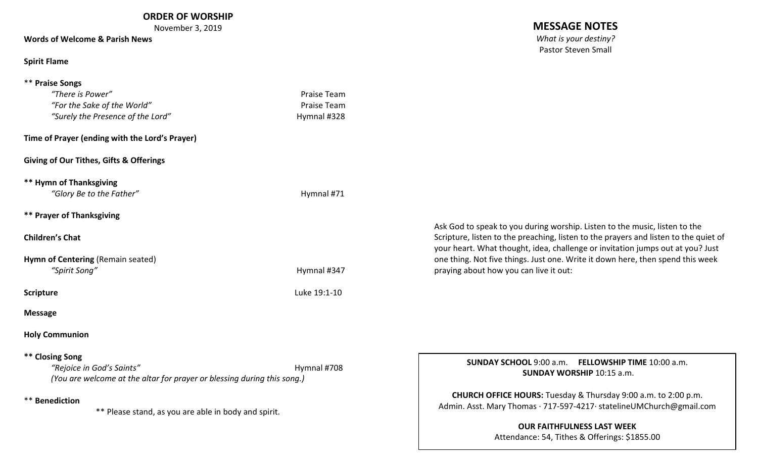## ORDER OF WORSHIP

November 3, 2019

**Words of Welcome & Parish News**

**Spirit Flame**

** **Praise Songs**

| | |
|---|---|
| *"There is Power"* | Praise Team |
| *"For the Sake of the World"* | Praise Team |
| *"Surely the Presence of the Lord"* | Hymnal #328 |

**Time of Prayer (ending with the Lord's Prayer)**

**Giving of Our Tithes, Gifts & Offerings**

**** Hymn of Thanksgiving**

*"Glory Be to the Father"* Hymnal #71

**** Prayer of Thanksgiving**

**Children's Chat**

**Hymn of Centering** (Remain seated)

*"Spirit Song"* Hymnal #347

**Scripture** Luke 19:1-10

**Message**

**Holy Communion**

**** Closing Song**

*"Rejoice in God's Saints"* Hymnal #708

*(You are welcome at the altar for prayer or blessing during this song.)*

** **Benediction**

** Please stand, as you are able in body and spirit.

## MESSAGE NOTES

*What is your destiny?*

Pastor Steven Small

Ask God to speak to you during worship. Listen to the music, listen to the Scripture, listen to the preaching, listen to the prayers and listen to the quiet of your heart. What thought, idea, challenge or invitation jumps out at you? Just one thing. Not five things. Just one. Write it down here, then spend this week praying about how you can live it out:

**SUNDAY SCHOOL** 9:00 a.m. **FELLOWSHIP TIME** 10:00 a.m.
**SUNDAY WORSHIP** 10:15 a.m.

**CHURCH OFFICE HOURS:** Tuesday & Thursday 9:00 a.m. to 2:00 p.m.
Admin. Asst. Mary Thomas · 717-597-4217· statelineUMChurch@gmail.com

**OUR FAITHFULNESS LAST WEEK**
Attendance: 54, Tithes & Offerings: $1855.00